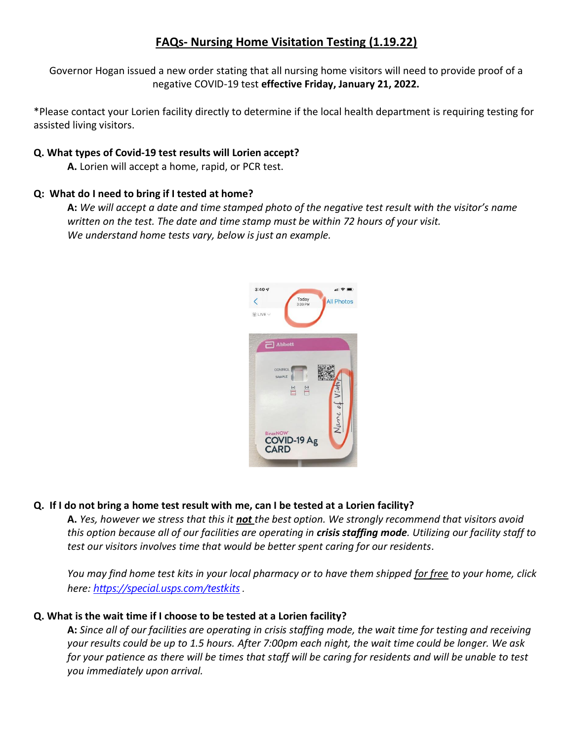# FAQs- Nursing Home Visitation Testing (1.19.22)

Governor Hogan issued a new order stating that all nursing home visitors will need to provide proof of a negative COVID-19 test **effective Friday, January 21, 2022.**

*Please contact your Lorien facility directly to determine if the local health department is requiring testing for assisted living visitors.

**Q. What types of Covid-19 test results will Lorien accept?**

**A.** Lorien will accept a home, rapid, or PCR test.

**Q: What do I need to bring if I tested at home?**

**A:** *We will accept a date and time stamped photo of the negative test result with the visitor's name written on the test. The date and time stamp must be within 72 hours of your visit.*
*We understand home tests vary, below is just an example.*

**Q. If I do not bring a home test result with me, can I be tested at a Lorien facility?**

**A.** *Yes, however we stress that this it* ***not*** *the best option. We strongly recommend that visitors avoid this option because all of our facilities are operating in* ***crisis staffing mode****. Utilizing our facility staff to test our visitors involves time that would be better spent caring for our residents.*

*You may find home test kits in your local pharmacy or to have them shipped for free to your home, click here: [https://special.usps.com/testkits](https://special.usps.com/testkits) .*

**Q. What is the wait time if I choose to be tested at a Lorien facility?**

**A:** *Since all of our facilities are operating in crisis staffing mode, the wait time for testing and receiving your results could be up to 1.5 hours. After 7:00pm each night, the wait time could be longer. We ask for your patience as there will be times that staff will be caring for residents and will be unable to test you immediately upon arrival.*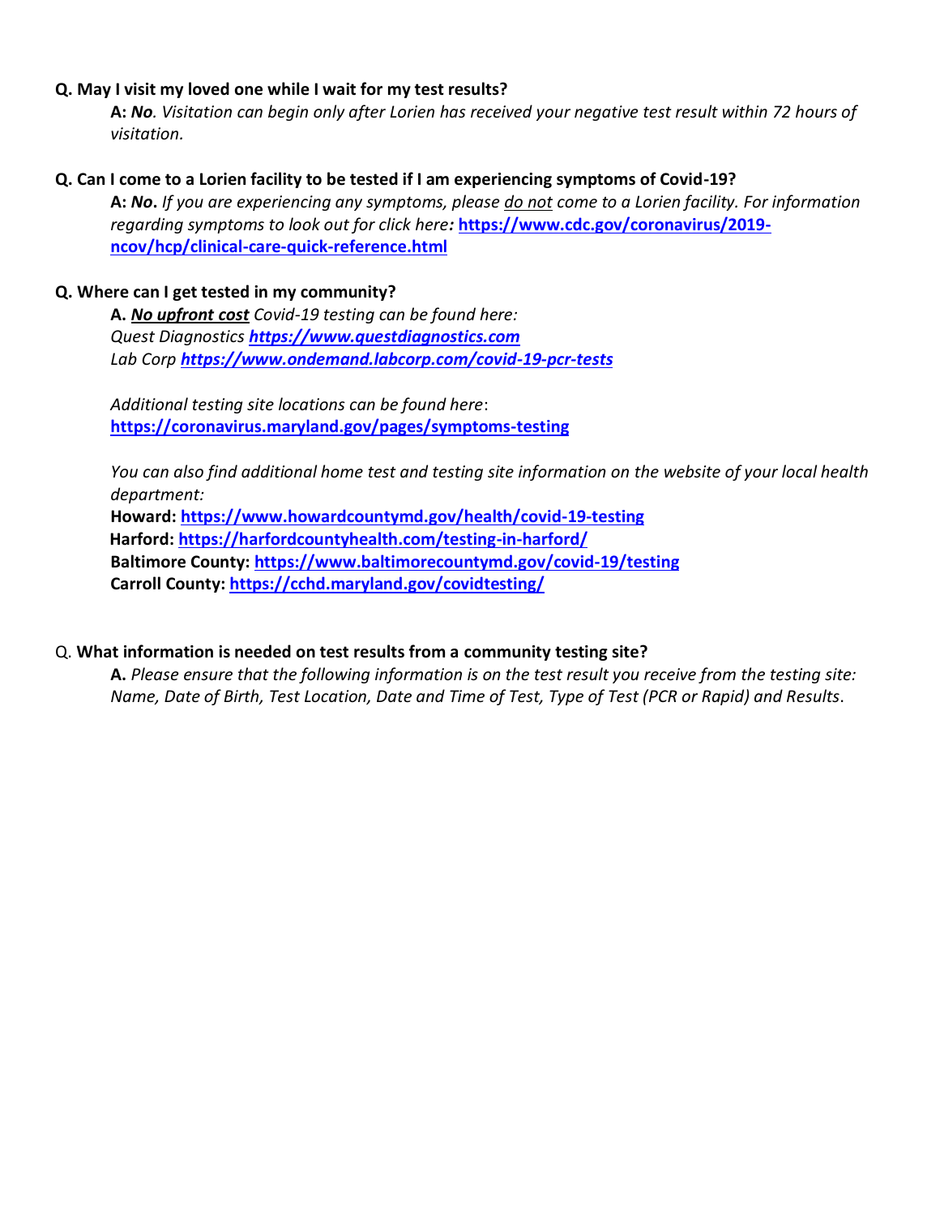**Q. May I visit my loved one while I wait for my test results?**

**A:** ***No****. Visitation can begin only after Lorien has received your negative test result within 72 hours of visitation.*

**Q. Can I come to a Lorien facility to be tested if I am experiencing symptoms of Covid-19?**

**A:** ***No*****.** *If you are experiencing any symptoms, please do not come to a Lorien facility. For information regarding symptoms to look out for click here***:** **https://www.cdc.gov/coronavirus/2019-ncov/hcp/clinical-care-quick-reference.html**

**Q. Where can I get tested in my community?**

**A.** ***No upfront cost*** *Covid-19 testing can be found here:*
*Quest Diagnostics* ***https://www.questdiagnostics.com***
*Lab Corp* ***https://www.ondemand.labcorp.com/covid-19-pcr-tests***

*Additional testing site locations can be found here*:
**https://coronavirus.maryland.gov/pages/symptoms-testing**

*You can also find additional home test and testing site information on the website of your local health department:*
**Howard: https://www.howardcountymd.gov/health/covid-19-testing**
**Harford: https://harfordcountyhealth.com/testing-in-harford/**
**Baltimore County: https://www.baltimorecountymd.gov/covid-19/testing**
**Carroll County: https://cchd.maryland.gov/covidtesting/**

Q. **What information is needed on test results from a community testing site?**

**A.** *Please ensure that the following information is on the test result you receive from the testing site: Name, Date of Birth, Test Location, Date and Time of Test, Type of Test (PCR or Rapid) and Results*.